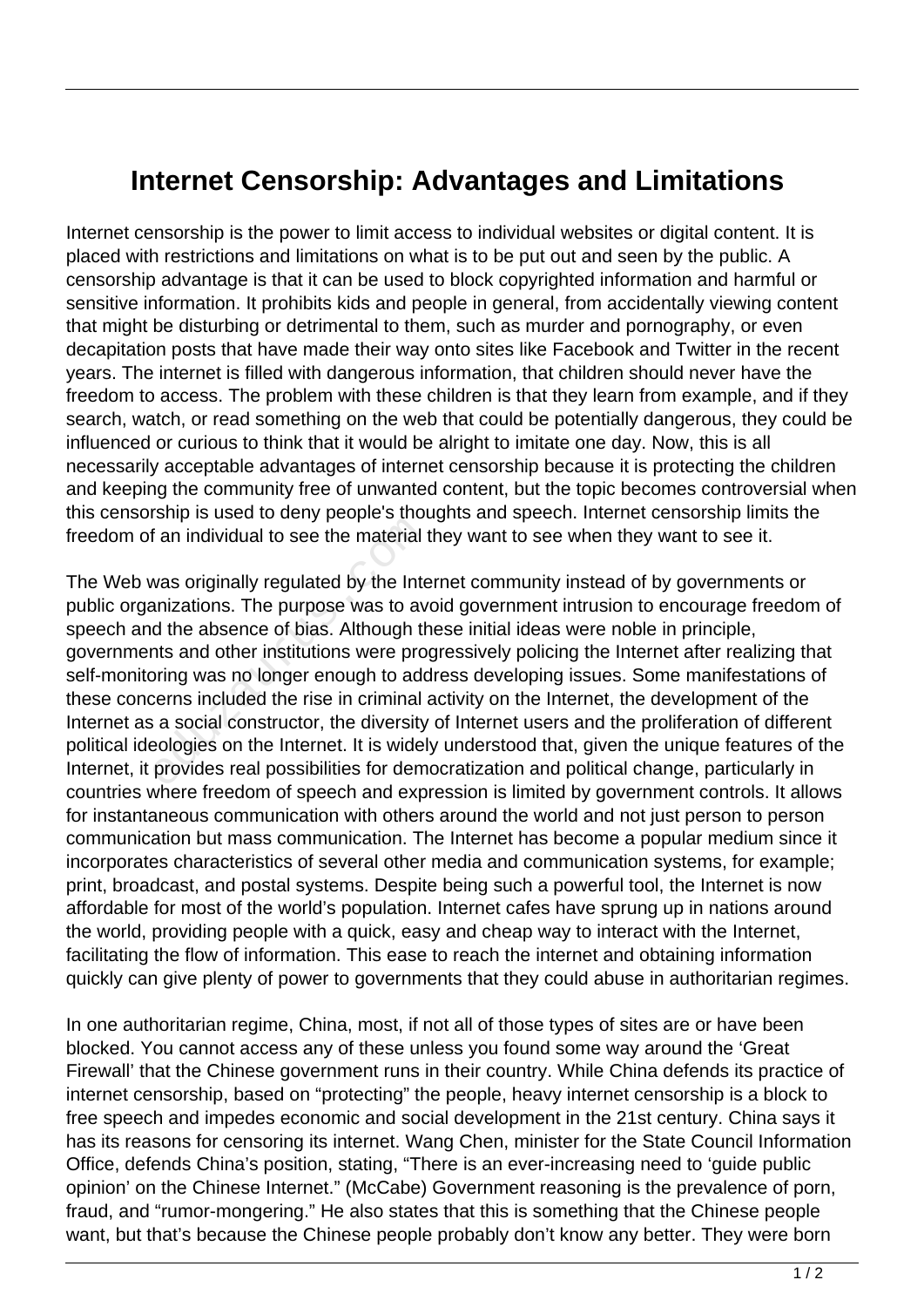# Internet Censorship: Advantages and Limitations

Internet censorship is the power to limit access to individual websites or digital content. It is placed with restrictions and limitations on what is to be put out and seen by the public. A censorship advantage is that it can be used to block copyrighted information and harmful or sensitive information. It prohibits kids and people in general, from accidentally viewing content that might be disturbing or detrimental to them, such as murder and pornography, or even decapitation posts that have made their way onto sites like Facebook and Twitter in the recent years. The internet is filled with dangerous information, that children should never have the freedom to access. The problem with these children is that they learn from example, and if they search, watch, or read something on the web that could be potentially dangerous, they could be influenced or curious to think that it would be alright to imitate one day. Now, this is all necessarily acceptable advantages of internet censorship because it is protecting the children and keeping the community free of unwanted content, but the topic becomes controversial when this censorship is used to deny people's thoughts and speech. Internet censorship limits the freedom of an individual to see the material they want to see when they want to see it.

The Web was originally regulated by the Internet community instead of by governments or public organizations. The purpose was to avoid government intrusion to encourage freedom of speech and the absence of bias. Although these initial ideas were noble in principle, governments and other institutions were progressively policing the Internet after realizing that self-monitoring was no longer enough to address developing issues. Some manifestations of these concerns included the rise in criminal activity on the Internet, the development of the Internet as a social constructor, the diversity of Internet users and the proliferation of different political ideologies on the Internet. It is widely understood that, given the unique features of the Internet, it provides real possibilities for democratization and political change, particularly in countries where freedom of speech and expression is limited by government controls. It allows for instantaneous communication with others around the world and not just person to person communication but mass communication. The Internet has become a popular medium since it incorporates characteristics of several other media and communication systems, for example; print, broadcast, and postal systems. Despite being such a powerful tool, the Internet is now affordable for most of the world's population. Internet cafes have sprung up in nations around the world, providing people with a quick, easy and cheap way to interact with the Internet, facilitating the flow of information. This ease to reach the internet and obtaining information quickly can give plenty of power to governments that they could abuse in authoritarian regimes.

In one authoritarian regime, China, most, if not all of those types of sites are or have been blocked. You cannot access any of these unless you found some way around the 'Great Firewall' that the Chinese government runs in their country. While China defends its practice of internet censorship, based on "protecting" the people, heavy internet censorship is a block to free speech and impedes economic and social development in the 21st century. China says it has its reasons for censoring its internet. Wang Chen, minister for the State Council Information Office, defends China's position, stating, "There is an ever-increasing need to 'guide public opinion' on the Chinese Internet." (McCabe) Government reasoning is the prevalence of porn, fraud, and "rumor-mongering." He also states that this is something that the Chinese people want, but that's because the Chinese people probably don't know any better. They were born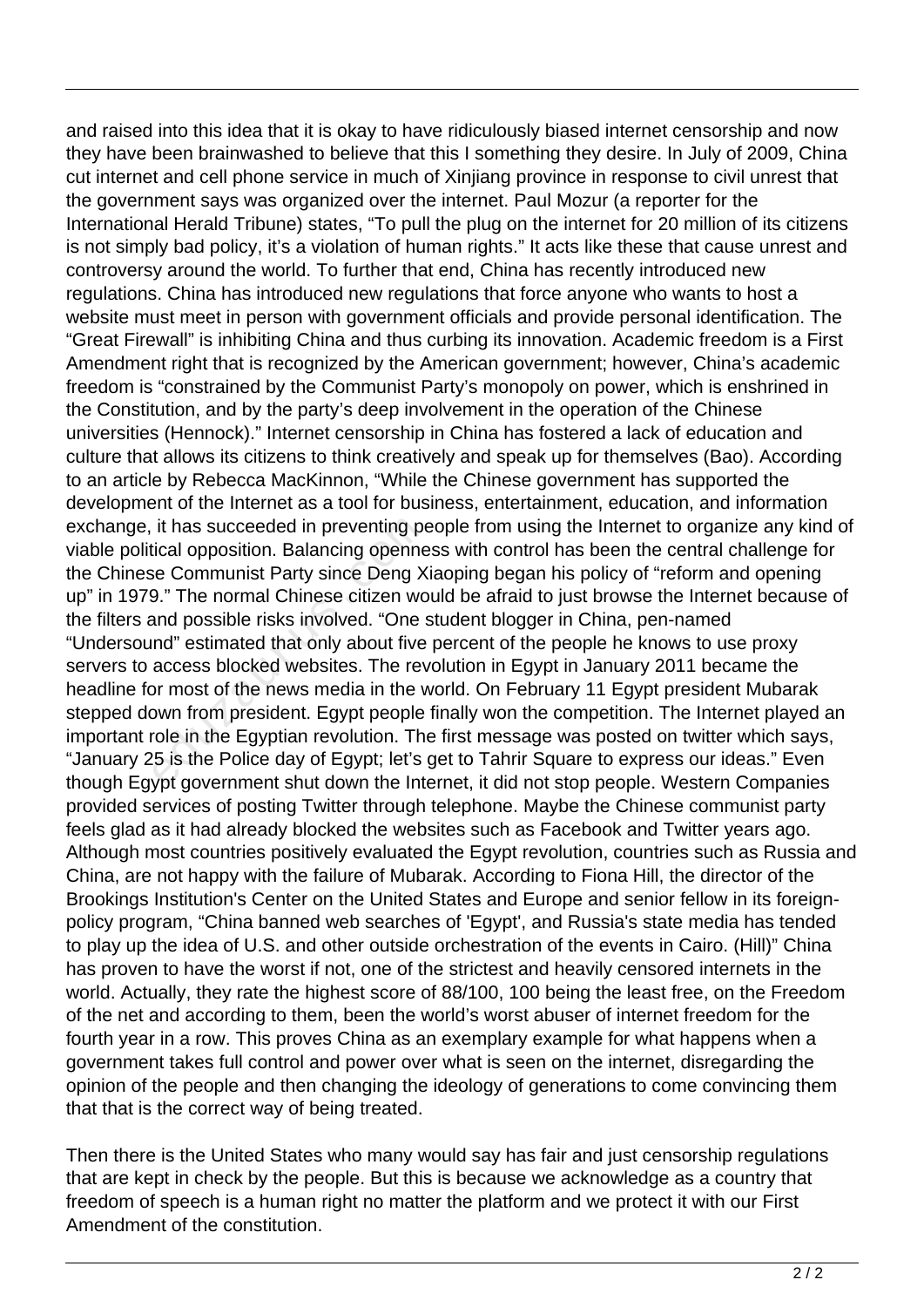and raised into this idea that it is okay to have ridiculously biased internet censorship and now they have been brainwashed to believe that this I something they desire. In July of 2009, China cut internet and cell phone service in much of Xinjiang province in response to civil unrest that the government says was organized over the internet. Paul Mozur (a reporter for the International Herald Tribune) states, "To pull the plug on the internet for 20 million of its citizens is not simply bad policy, it's a violation of human rights." It acts like these that cause unrest and controversy around the world. To further that end, China has recently introduced new regulations. China has introduced new regulations that force anyone who wants to host a website must meet in person with government officials and provide personal identification. The "Great Firewall" is inhibiting China and thus curbing its innovation. Academic freedom is a First Amendment right that is recognized by the American government; however, China's academic freedom is "constrained by the Communist Party's monopoly on power, which is enshrined in the Constitution, and by the party's deep involvement in the operation of the Chinese universities (Hennock)." Internet censorship in China has fostered a lack of education and culture that allows its citizens to think creatively and speak up for themselves (Bao). According to an article by Rebecca MacKinnon, "While the Chinese government has supported the development of the Internet as a tool for business, entertainment, education, and information exchange, it has succeeded in preventing people from using the Internet to organize any kind of viable political opposition. Balancing openness with control has been the central challenge for the Chinese Communist Party since Deng Xiaoping began his policy of "reform and opening up" in 1979." The normal Chinese citizen would be afraid to just browse the Internet because of the filters and possible risks involved. "One student blogger in China, pen-named "Undersound" estimated that only about five percent of the people he knows to use proxy servers to access blocked websites. The revolution in Egypt in January 2011 became the headline for most of the news media in the world. On February 11 Egypt president Mubarak stepped down from president. Egypt people finally won the competition. The Internet played an important role in the Egyptian revolution. The first message was posted on twitter which says, "January 25 is the Police day of Egypt; let's get to Tahrir Square to express our ideas." Even though Egypt government shut down the Internet, it did not stop people. Western Companies provided services of posting Twitter through telephone. Maybe the Chinese communist party feels glad as it had already blocked the websites such as Facebook and Twitter years ago. Although most countries positively evaluated the Egypt revolution, countries such as Russia and China, are not happy with the failure of Mubarak. According to Fiona Hill, the director of the Brookings Institution's Center on the United States and Europe and senior fellow in its foreign-policy program, "China banned web searches of 'Egypt', and Russia's state media has tended to play up the idea of U.S. and other outside orchestration of the events in Cairo. (Hill)" China has proven to have the worst if not, one of the strictest and heavily censored internets in the world. Actually, they rate the highest score of 88/100, 100 being the least free, on the Freedom of the net and according to them, been the world's worst abuser of internet freedom for the fourth year in a row. This proves China as an exemplary example for what happens when a government takes full control and power over what is seen on the internet, disregarding the opinion of the people and then changing the ideology of generations to come convincing them that that is the correct way of being treated.

Then there is the United States who many would say has fair and just censorship regulations that are kept in check by the people. But this is because we acknowledge as a country that freedom of speech is a human right no matter the platform and we protect it with our First Amendment of the constitution.